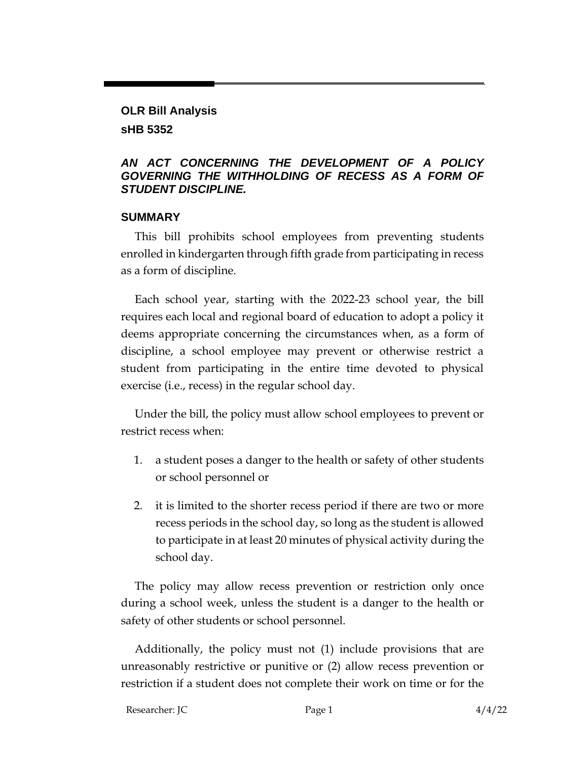**OLR Bill Analysis**

**sHB 5352**

***AN ACT CONCERNING THE DEVELOPMENT OF A POLICY GOVERNING THE WITHHOLDING OF RECESS AS A FORM OF STUDENT DISCIPLINE.***

## SUMMARY

This bill prohibits school employees from preventing students enrolled in kindergarten through fifth grade from participating in recess as a form of discipline.

Each school year, starting with the 2022-23 school year, the bill requires each local and regional board of education to adopt a policy it deems appropriate concerning the circumstances when, as a form of discipline, a school employee may prevent or otherwise restrict a student from participating in the entire time devoted to physical exercise (i.e., recess) in the regular school day.

Under the bill, the policy must allow school employees to prevent or restrict recess when:

1. a student poses a danger to the health or safety of other students or school personnel or
2. it is limited to the shorter recess period if there are two or more recess periods in the school day, so long as the student is allowed to participate in at least 20 minutes of physical activity during the school day.

The policy may allow recess prevention or restriction only once during a school week, unless the student is a danger to the health or safety of other students or school personnel.

Additionally, the policy must not (1) include provisions that are unreasonably restrictive or punitive or (2) allow recess prevention or restriction if a student does not complete their work on time or for the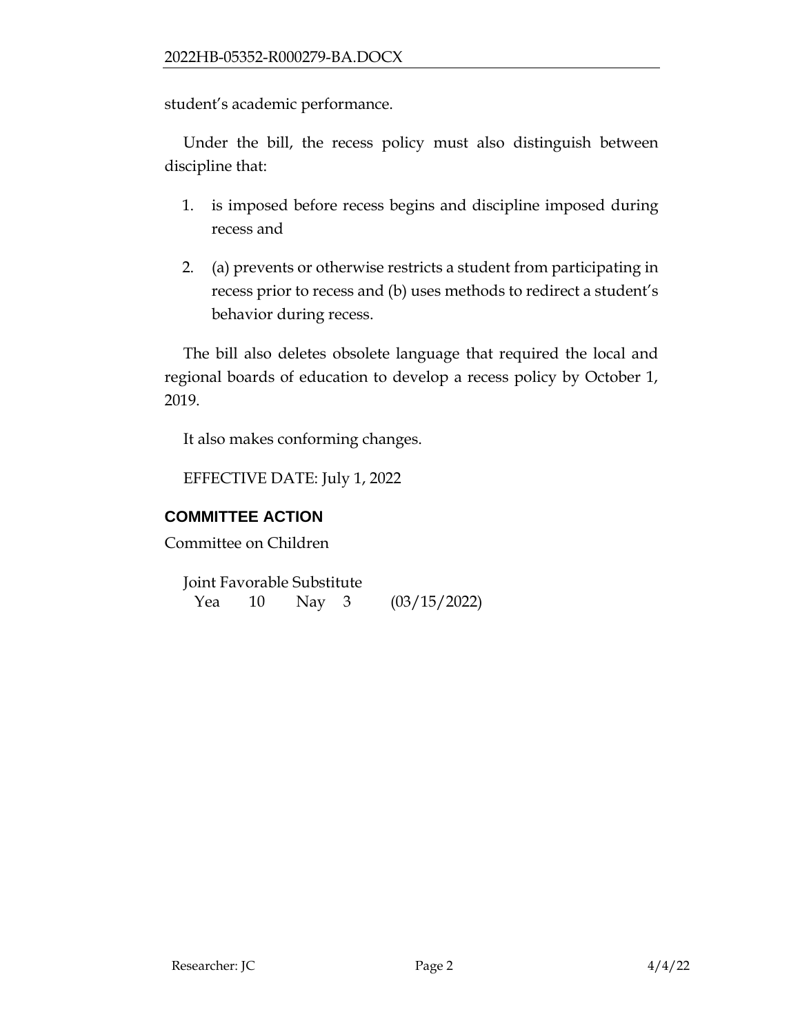student's academic performance.

Under the bill, the recess policy must also distinguish between discipline that:

1. is imposed before recess begins and discipline imposed during recess and

2. (a) prevents or otherwise restricts a student from participating in recess prior to recess and (b) uses methods to redirect a student's behavior during recess.

The bill also deletes obsolete language that required the local and regional boards of education to develop a recess policy by October 1, 2019.

It also makes conforming changes.

EFFECTIVE DATE: July 1, 2022

## COMMITTEE ACTION

Committee on Children

Joint Favorable Substitute
Yea 10 Nay 3 (03/15/2022)